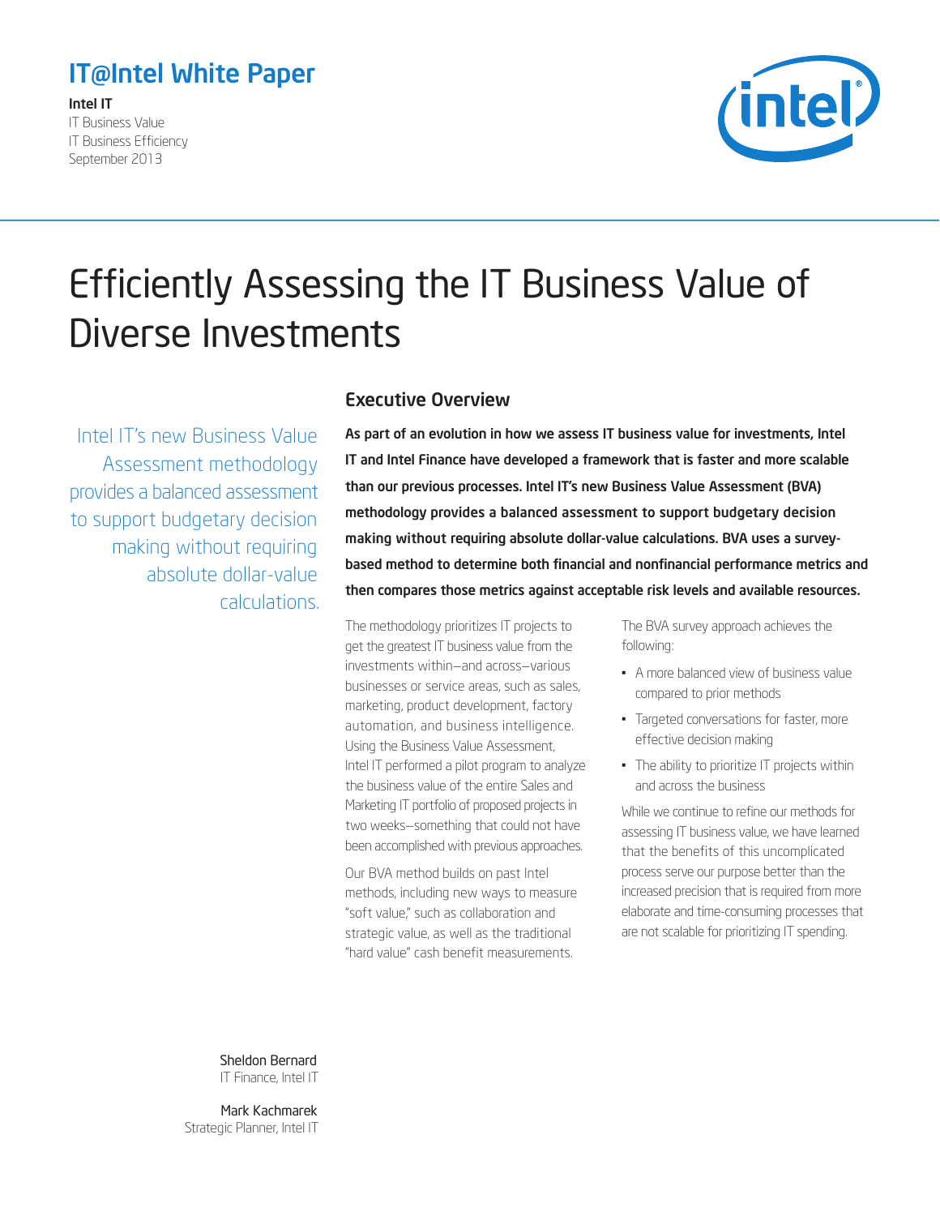**IT@Intel White Paper**

**Intel IT**
IT Business Value
IT Business Efficiency
September 2013

# Efficiently Assessing the IT Business Value of Diverse Investments

Intel IT's new Business Value Assessment methodology provides a balanced assessment to support budgetary decision making without requiring absolute dollar-value calculations.

## Executive Overview

**As part of an evolution in how we assess IT business value for investments, Intel IT and Intel Finance have developed a framework that is faster and more scalable than our previous processes. Intel IT's new Business Value Assessment (BVA) methodology provides a balanced assessment to support budgetary decision making without requiring absolute dollar-value calculations. BVA uses a survey-based method to determine both financial and nonfinancial performance metrics and then compares those metrics against acceptable risk levels and available resources.**

The methodology prioritizes IT projects to get the greatest IT business value from the investments within—and across—various businesses or service areas, such as sales, marketing, product development, factory automation, and business intelligence. Using the Business Value Assessment, Intel IT performed a pilot program to analyze the business value of the entire Sales and Marketing IT portfolio of proposed projects in two weeks—something that could not have been accomplished with previous approaches.

Our BVA method builds on past Intel methods, including new ways to measure "soft value," such as collaboration and strategic value, as well as the traditional "hard value" cash benefit measurements.

The BVA survey approach achieves the following:

- A more balanced view of business value compared to prior methods
- Targeted conversations for faster, more effective decision making
- The ability to prioritize IT projects within and across the business

While we continue to refine our methods for assessing IT business value, we have learned that the benefits of this uncomplicated process serve our purpose better than the increased precision that is required from more elaborate and time-consuming processes that are not scalable for prioritizing IT spending.

Sheldon Bernard
IT Finance, Intel IT

Mark Kachmarek
Strategic Planner, Intel IT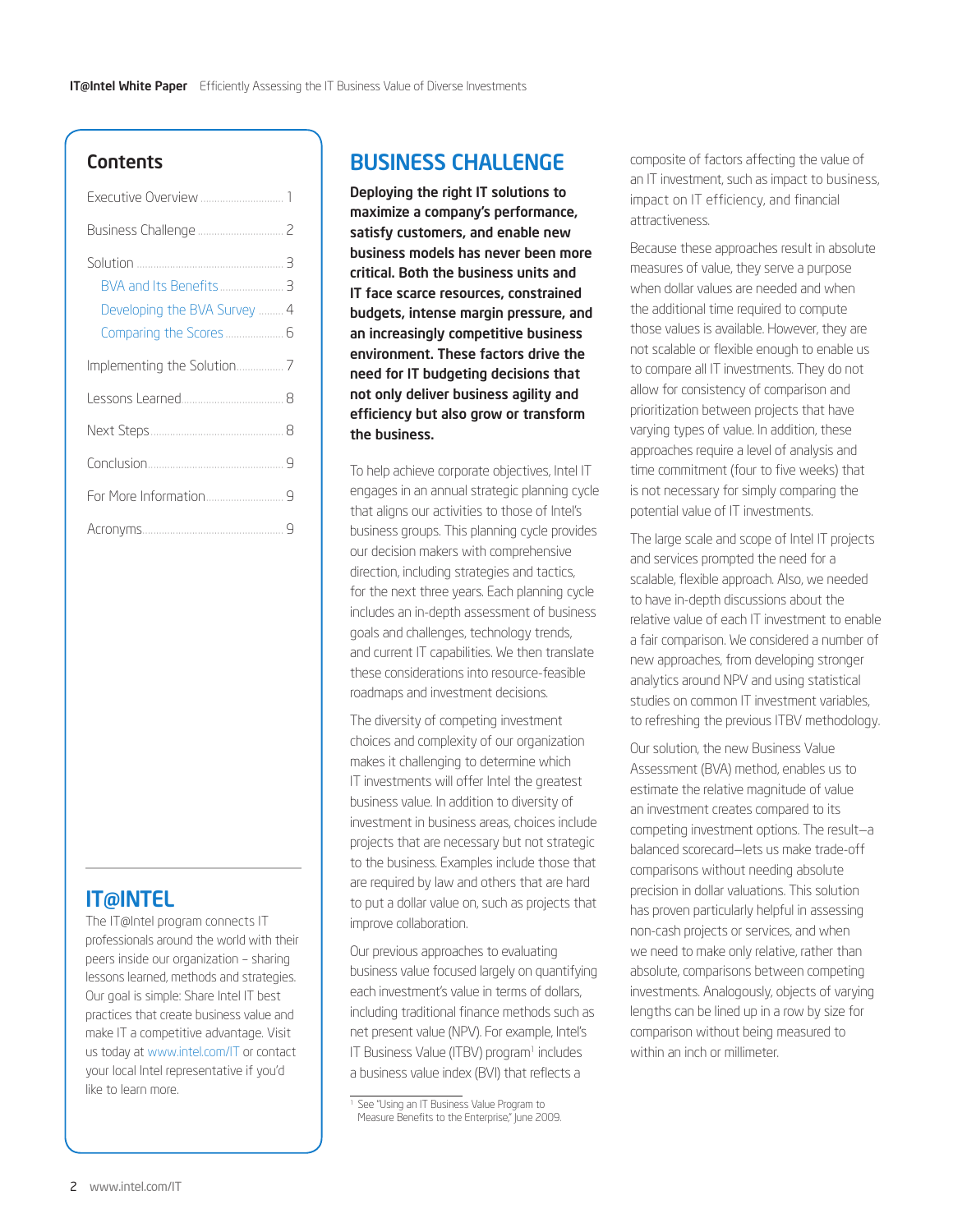## Contents

- Executive Overview ..... 1
- Business Challenge ..... 2
- Solution ..... 3
  - BVA and Its Benefits ..... 3
  - Developing the BVA Survey ..... 4
  - Comparing the Scores ..... 6
- Implementing the Solution ..... 7
- Lessons Learned ..... 8
- Next Steps ..... 8
- Conclusion ..... 9
- For More Information ..... 9
- Acronyms ..... 9

## IT@INTEL

The IT@Intel program connects IT professionals around the world with their peers inside our organization – sharing lessons learned, methods and strategies. Our goal is simple: Share Intel IT best practices that create business value and make IT a competitive advantage. Visit us today at www.intel.com/IT or contact your local Intel representative if you'd like to learn more.

# BUSINESS CHALLENGE

**Deploying the right IT solutions to maximize a company's performance, satisfy customers, and enable new business models has never been more critical. Both the business units and IT face scarce resources, constrained budgets, intense margin pressure, and an increasingly competitive business environment. These factors drive the need for IT budgeting decisions that not only deliver business agility and efficiency but also grow or transform the business.**

To help achieve corporate objectives, Intel IT engages in an annual strategic planning cycle that aligns our activities to those of Intel's business groups. This planning cycle provides our decision makers with comprehensive direction, including strategies and tactics, for the next three years. Each planning cycle includes an in-depth assessment of business goals and challenges, technology trends, and current IT capabilities. We then translate these considerations into resource-feasible roadmaps and investment decisions.

The diversity of competing investment choices and complexity of our organization makes it challenging to determine which IT investments will offer Intel the greatest business value. In addition to diversity of investment in business areas, choices include projects that are necessary but not strategic to the business. Examples include those that are required by law and others that are hard to put a dollar value on, such as projects that improve collaboration.

Our previous approaches to evaluating business value focused largely on quantifying each investment's value in terms of dollars, including traditional finance methods such as net present value (NPV). For example, Intel's IT Business Value (ITBV) program[1] includes a business value index (BVI) that reflects a composite of factors affecting the value of an IT investment, such as impact to business, impact on IT efficiency, and financial attractiveness.

Because these approaches result in absolute measures of value, they serve a purpose when dollar values are needed and when the additional time required to compute those values is available. However, they are not scalable or flexible enough to enable us to compare all IT investments. They do not allow for consistency of comparison and prioritization between projects that have varying types of value. In addition, these approaches require a level of analysis and time commitment (four to five weeks) that is not necessary for simply comparing the potential value of IT investments.

The large scale and scope of Intel IT projects and services prompted the need for a scalable, flexible approach. Also, we needed to have in-depth discussions about the relative value of each IT investment to enable a fair comparison. We considered a number of new approaches, from developing stronger analytics around NPV and using statistical studies on common IT investment variables, to refreshing the previous ITBV methodology.

Our solution, the new Business Value Assessment (BVA) method, enables us to estimate the relative magnitude of value an investment creates compared to its competing investment options. The result—a balanced scorecard—lets us make trade-off comparisons without needing absolute precision in dollar valuations. This solution has proven particularly helpful in assessing non-cash projects or services, and when we need to make only relative, rather than absolute, comparisons between competing investments. Analogously, objects of varying lengths can be lined up in a row by size for comparison without being measured to within an inch or millimeter.

[1] See "Using an IT Business Value Program to Measure Benefits to the Enterprise," June 2009.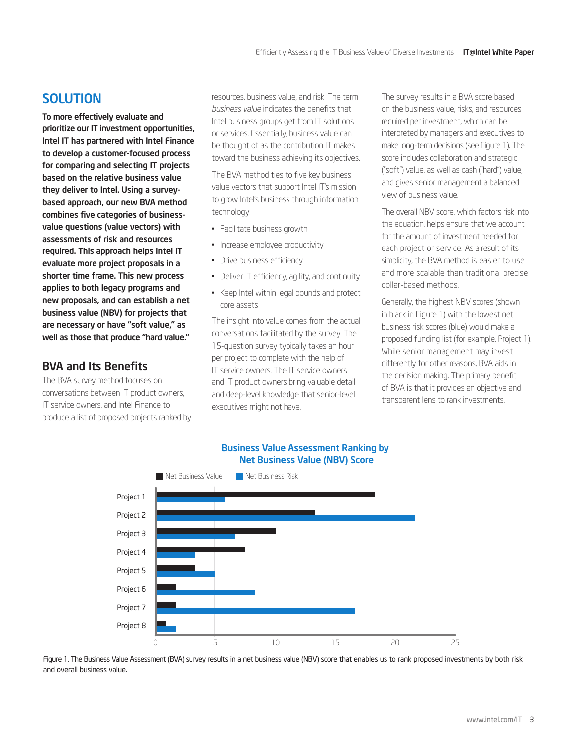## SOLUTION

**To more effectively evaluate and prioritize our IT investment opportunities, Intel IT has partnered with Intel Finance to develop a customer-focused process for comparing and selecting IT projects based on the relative business value they deliver to Intel. Using a survey-based approach, our new BVA method combines five categories of business-value questions (value vectors) with assessments of risk and resources required. This approach helps Intel IT evaluate more project proposals in a shorter time frame. This new process applies to both legacy programs and new proposals, and can establish a net business value (NBV) for projects that are necessary or have "soft," as well as those that produce "hard value."**

### BVA and Its Benefits

The BVA survey method focuses on conversations between IT product owners, IT service owners, and Intel Finance to produce a list of proposed projects ranked by resources, business value, and risk. The term *business value* indicates the benefits that Intel business groups get from IT solutions or services. Essentially, business value can be thought of as the contribution IT makes toward the business achieving its objectives.

The BVA method ties to five key business value vectors that support Intel IT's mission to grow Intel's business through information technology:

- Facilitate business growth
- Increase employee productivity
- Drive business efficiency
- Deliver IT efficiency, agility, and continuity
- Keep Intel within legal bounds and protect core assets

The insight into value comes from the actual conversations facilitated by the survey. The 15-question survey typically takes an hour per project to complete with the help of IT service owners. The IT service owners and IT product owners bring valuable detail and deep-level knowledge that senior-level executives might not have.

The survey results in a BVA score based on the business value, risks, and resources required per investment, which can be interpreted by managers and executives to make long-term decisions (see Figure 1). The score includes collaboration and strategic ("soft") value, as well as cash ("hard") value, and gives senior management a balanced view of business value.

The overall NBV score, which factors risk into the equation, helps ensure that we account for the amount of investment needed for each project or service. As a result of its simplicity, the BVA method is easier to use and more scalable than traditional precise dollar-based methods.

Generally, the highest NBV scores (shown in black in Figure 1) with the lowest net business risk scores (blue) would make a proposed funding list (for example, Project 1). While senior management may invest differently for other reasons, BVA aids in the decision making. The primary benefit of BVA is that it provides an objective and transparent lens to rank investments.

**Business Value Assessment Ranking by Net Business Value (NBV) Score**

| | Net Business Value | Net Business Risk |
|---|---|---|
| Project 1 | ~18.3 | ~5.8 |
| Project 2 | ~13.3 | ~21.7 |
| Project 3 | ~10 | ~6.6 |
| Project 4 | ~7.5 | ~3.3 |
| Project 5 | ~3.3 | ~5 |
| Project 6 | ~1.7 | ~8.3 |
| Project 7 | ~1.7 | ~16.7 |
| Project 8 | ~0.8 | ~1.7 |

Figure 1. The Business Value Assessment (BVA) survey results in a net business value (NBV) score that enables us to rank proposed investments by both risk and overall business value.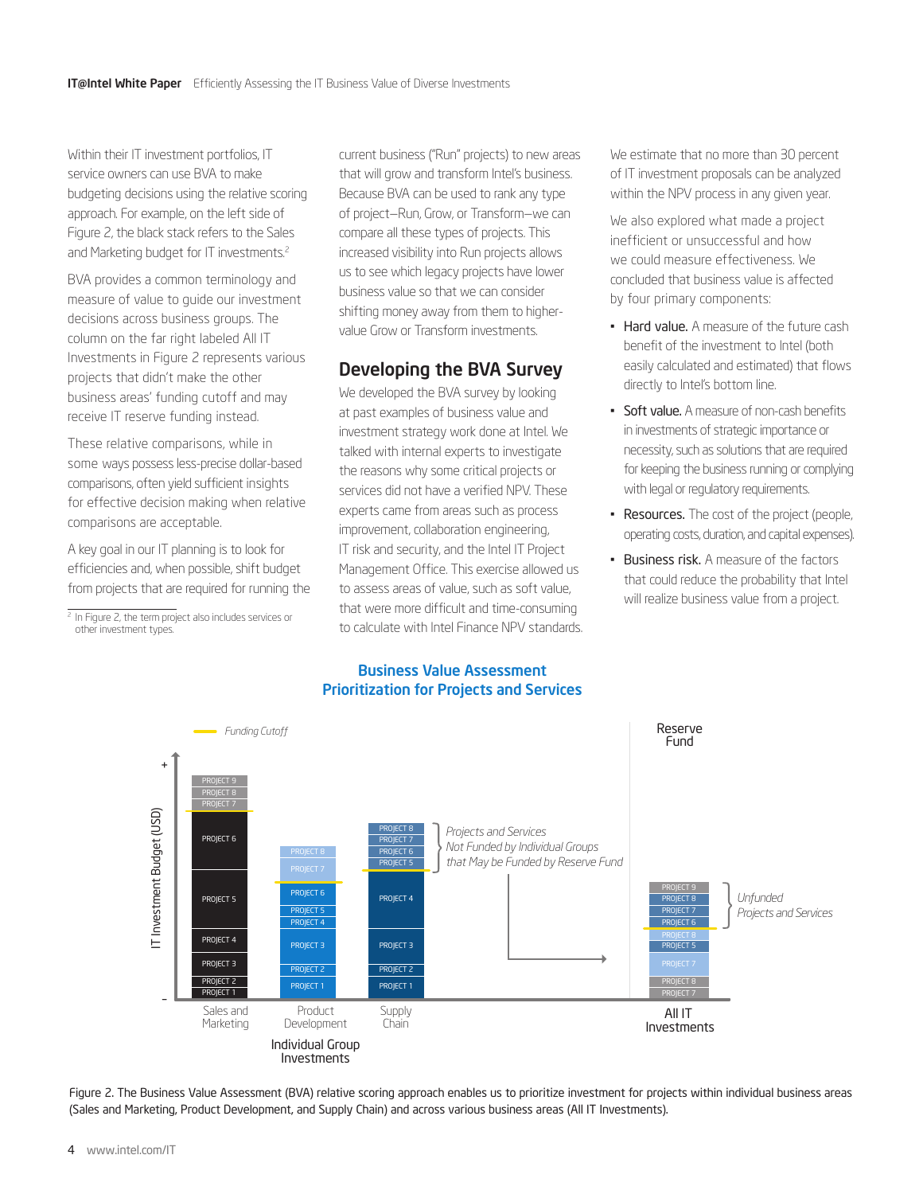Within their IT investment portfolios, IT service owners can use BVA to make budgeting decisions using the relative scoring approach. For example, on the left side of Figure 2, the black stack refers to the Sales and Marketing budget for IT investments.[2]

BVA provides a common terminology and measure of value to guide our investment decisions across business groups. The column on the far right labeled All IT Investments in Figure 2 represents various projects that didn't make the other business areas' funding cutoff and may receive IT reserve funding instead.

These relative comparisons, while in some ways possess less-precise dollar-based comparisons, often yield sufficient insights for effective decision making when relative comparisons are acceptable.

A key goal in our IT planning is to look for efficiencies and, when possible, shift budget from projects that are required for running the current business ("Run" projects) to new areas that will grow and transform Intel's business. Because BVA can be used to rank any type of project—Run, Grow, or Transform—we can compare all these types of projects. This increased visibility into Run projects allows us to see which legacy projects have lower business value so that we can consider shifting money away from them to higher-value Grow or Transform investments.

[2] In Figure 2, the term project also includes services or other investment types.

## Developing the BVA Survey

We developed the BVA survey by looking at past examples of business value and investment strategy work done at Intel. We talked with internal experts to investigate the reasons why some critical projects or services did not have a verified NPV. These experts came from areas such as process improvement, collaboration engineering, IT risk and security, and the Intel IT Project Management Office. This exercise allowed us to assess areas of value, such as soft value, that were more difficult and time-consuming to calculate with Intel Finance NPV standards.

We estimate that no more than 30 percent of IT investment proposals can be analyzed within the NPV process in any given year.

We also explored what made a project inefficient or unsuccessful and how we could measure effectiveness. We concluded that business value is affected by four primary components:

- **Hard value.** A measure of the future cash benefit of the investment to Intel (both easily calculated and estimated) that flows directly to Intel's bottom line.
- **Soft value.** A measure of non-cash benefits in investments of strategic importance or necessity, such as solutions that are required for keeping the business running or complying with legal or regulatory requirements.
- **Resources.** The cost of the project (people, operating costs, duration, and capital expenses).
- **Business risk.** A measure of the factors that could reduce the probability that Intel will realize business value from a project.

**Business Value Assessment Prioritization for Projects and Services**

Figure 2. The Business Value Assessment (BVA) relative scoring approach enables us to prioritize investment for projects within individual business areas (Sales and Marketing, Product Development, and Supply Chain) and across various business areas (All IT Investments).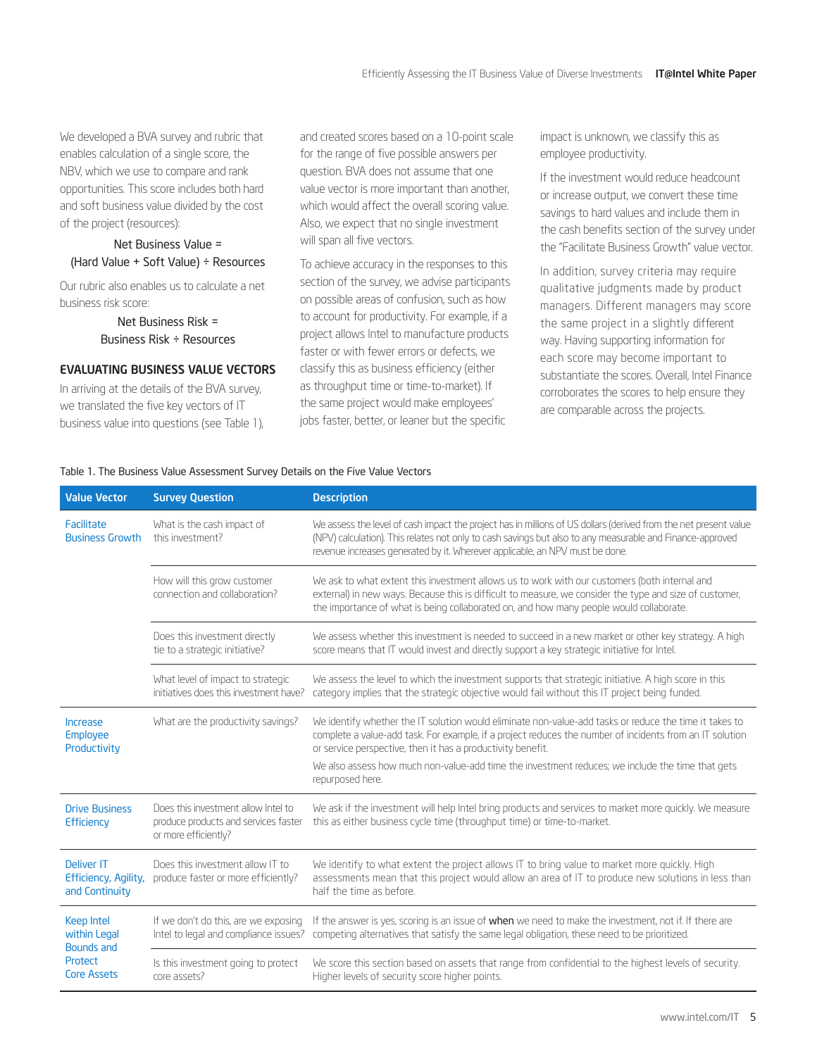We developed a BVA survey and rubric that enables calculation of a single score, the NBV, which we use to compare and rank opportunities. This score includes both hard and soft business value divided by the cost of the project (resources):

$$\text{Net Business Value} = (\text{Hard Value} + \text{Soft Value}) \div \text{Resources}$$

Our rubric also enables us to calculate a net business risk score:

$$\text{Net Business Risk} = \text{Business Risk} \div \text{Resources}$$

## EVALUATING BUSINESS VALUE VECTORS

In arriving at the details of the BVA survey, we translated the five key vectors of IT business value into questions (see Table 1), and created scores based on a 10-point scale for the range of five possible answers per question. BVA does not assume that one value vector is more important than another, which would affect the overall scoring value. Also, we expect that no single investment will span all five vectors.

To achieve accuracy in the responses to this section of the survey, we advise participants on possible areas of confusion, such as how to account for productivity. For example, if a project allows Intel to manufacture products faster or with fewer errors or defects, we classify this as business efficiency (either as throughput time or time-to-market). If the same project would make employees' jobs faster, better, or leaner but the specific impact is unknown, we classify this as employee productivity.

If the investment would reduce headcount or increase output, we convert these time savings to hard values and include them in the cash benefits section of the survey under the "Facilitate Business Growth" value vector.

In addition, survey criteria may require qualitative judgments made by product managers. Different managers may score the same project in a slightly different way. Having supporting information for each score may become important to substantiate the scores. Overall, Intel Finance corroborates the scores to help ensure they are comparable across the projects.

Table 1. The Business Value Assessment Survey Details on the Five Value Vectors

| Value Vector | Survey Question | Description |
|---|---|---|
| Facilitate Business Growth | What is the cash impact of this investment? | We assess the level of cash impact the project has in millions of US dollars (derived from the net present value (NPV) calculation). This relates not only to cash savings but also to any measurable and Finance-approved revenue increases generated by it. Wherever applicable, an NPV must be done. |
| | How will this grow customer connection and collaboration? | We ask to what extent this investment allows us to work with our customers (both internal and external) in new ways. Because this is difficult to measure, we consider the type and size of customer, the importance of what is being collaborated on, and how many people would collaborate. |
| | Does this investment directly tie to a strategic initiative? | We assess whether this investment is needed to succeed in a new market or other key strategy. A high score means that IT would invest and directly support a key strategic initiative for Intel. |
| | What level of impact to strategic initiatives does this investment have? | We assess the level to which the investment supports that strategic initiative. A high score in this category implies that the strategic objective would fail without this IT project being funded. |
| Increase Employee Productivity | What are the productivity savings? | We identify whether the IT solution would eliminate non-value-add tasks or reduce the time it takes to complete a value-add task. For example, if a project reduces the number of incidents from an IT solution or service perspective, then it has a productivity benefit. We also assess how much non-value-add time the investment reduces; we include the time that gets repurposed here. |
| Drive Business Efficiency | Does this investment allow Intel to produce products and services faster or more efficiently? | We ask if the investment will help Intel bring products and services to market more quickly. We measure this as either business cycle time (throughput time) or time-to-market. |
| Deliver IT Efficiency, Agility, and Continuity | Does this investment allow IT to produce faster or more efficiently? | We identify to what extent the project allows IT to bring value to market more quickly. High assessments mean that this project would allow an area of IT to produce new solutions in less than half the time as before. |
| Keep Intel within Legal Bounds and Protect Core Assets | If we don't do this, are we exposing Intel to legal and compliance issues? | If the answer is yes, scoring is an issue of **when** we need to make the investment, not if. If there are competing alternatives that satisfy the same legal obligation, these need to be prioritized. |
| | Is this investment going to protect core assets? | We score this section based on assets that range from confidential to the highest levels of security. Higher levels of security score higher points. |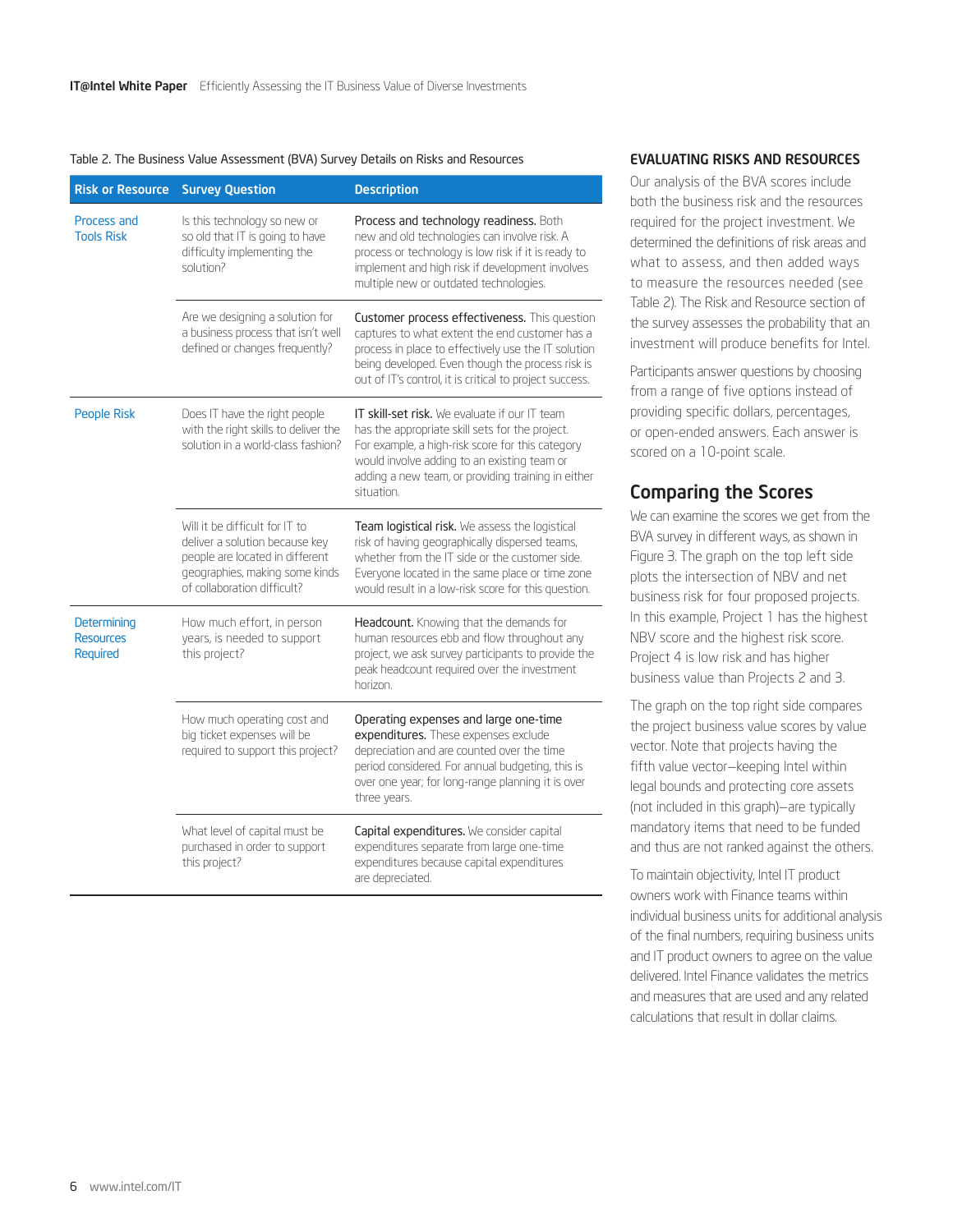Table 2. The Business Value Assessment (BVA) Survey Details on Risks and Resources

| Risk or Resource | Survey Question | Description |
|---|---|---|
| Process and Tools Risk | Is this technology so new or so old that IT is going to have difficulty implementing the solution? | **Process and technology readiness.** Both new and old technologies can involve risk. A process or technology is low risk if it is ready to implement and high risk if development involves multiple new or outdated technologies. |
| | Are we designing a solution for a business process that isn't well defined or changes frequently? | **Customer process effectiveness.** This question captures to what extent the end customer has a process in place to effectively use the IT solution being developed. Even though the process risk is out of IT's control, it is critical to project success. |
| People Risk | Does IT have the right people with the right skills to deliver the solution in a world-class fashion? | **IT skill-set risk.** We evaluate if our IT team has the appropriate skill sets for the project. For example, a high-risk score for this category would involve adding to an existing team or adding a new team, or providing training in either situation. |
| | Will it be difficult for IT to deliver a solution because key people are located in different geographies, making some kinds of collaboration difficult? | **Team logistical risk.** We assess the logistical risk of having geographically dispersed teams, whether from the IT side or the customer side. Everyone located in the same place or time zone would result in a low-risk score for this question. |
| Determining Resources Required | How much effort, in person years, is needed to support this project? | **Headcount.** Knowing that the demands for human resources ebb and flow throughout any project, we ask survey participants to provide the peak headcount required over the investment horizon. |
| | How much operating cost and big ticket expenses will be required to support this project? | **Operating expenses and large one-time expenditures.** These expenses exclude depreciation and are counted over the time period considered. For annual budgeting, this is over one year; for long-range planning it is over three years. |
| | What level of capital must be purchased in order to support this project? | **Capital expenditures.** We consider capital expenditures separate from large one-time expenditures because capital expenditures are depreciated. |

### EVALUATING RISKS AND RESOURCES

Our analysis of the BVA scores include both the business risk and the resources required for the project investment. We determined the definitions of risk areas and what to assess, and then added ways to measure the resources needed (see Table 2). The Risk and Resource section of the survey assesses the probability that an investment will produce benefits for Intel.

Participants answer questions by choosing from a range of five options instead of providing specific dollars, percentages, or open-ended answers. Each answer is scored on a 10-point scale.

## Comparing the Scores

We can examine the scores we get from the BVA survey in different ways, as shown in Figure 3. The graph on the top left side plots the intersection of NBV and net business risk for four proposed projects. In this example, Project 1 has the highest NBV score and the highest risk score. Project 4 is low risk and has higher business value than Projects 2 and 3.

The graph on the top right side compares the project business value scores by value vector. Note that projects having the fifth value vector—keeping Intel within legal bounds and protecting core assets (not included in this graph)—are typically mandatory items that need to be funded and thus are not ranked against the others.

To maintain objectivity, Intel IT product owners work with Finance teams within individual business units for additional analysis of the final numbers, requiring business units and IT product owners to agree on the value delivered. Intel Finance validates the metrics and measures that are used and any related calculations that result in dollar claims.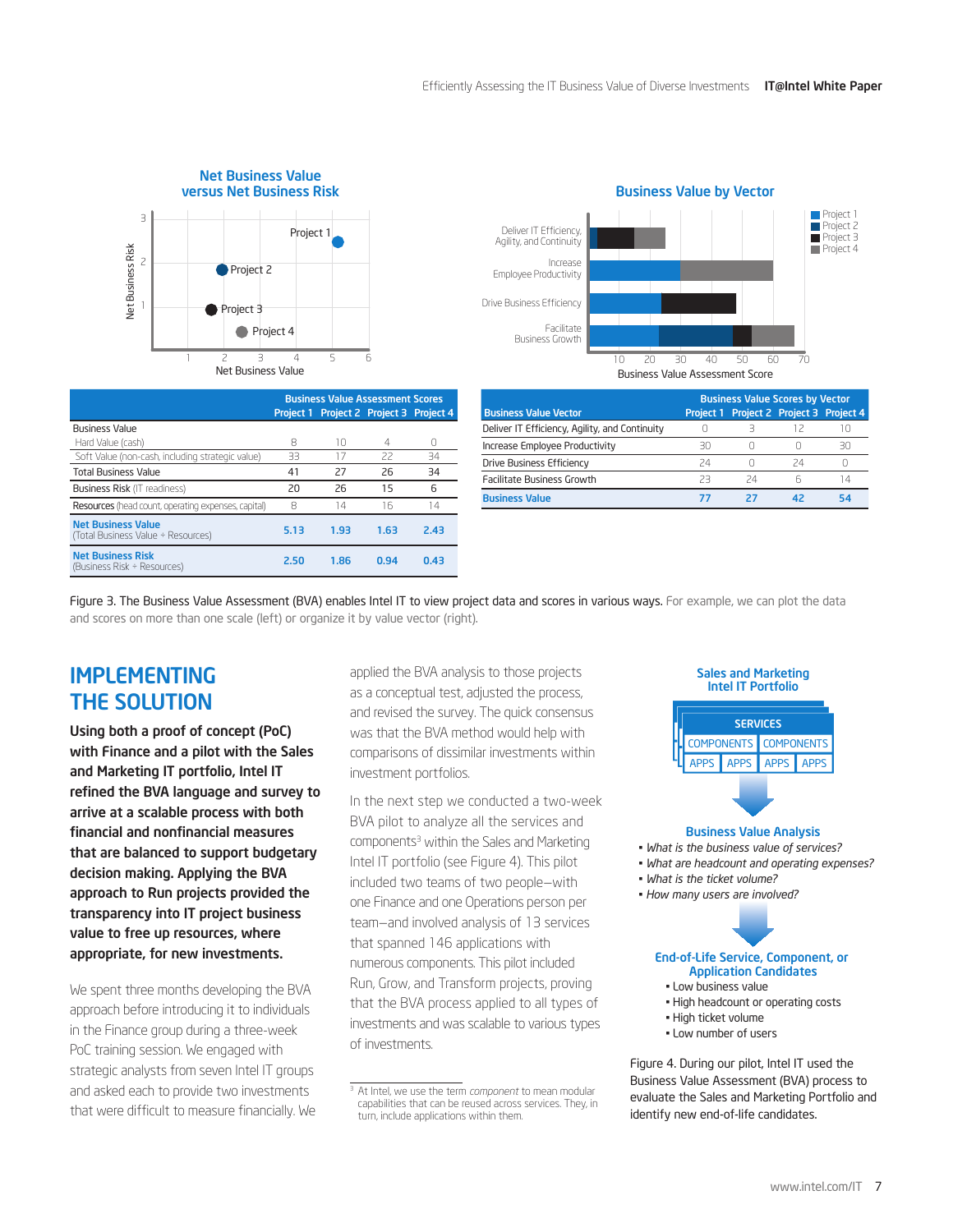**Net Business Value versus Net Business Risk**

**Business Value by Vector**

| | Business Value Assessment Scores | | | |
|---|---|---|---|---|
| | Project 1 | Project 2 | Project 3 | Project 4 |
| Business Value | | | | |
| Hard Value (cash) | 8 | 10 | 4 | 0 |
| Soft Value (non-cash, including strategic value) | 33 | 17 | 22 | 34 |
| Total Business Value | 41 | 27 | 26 | 34 |
| Business Risk (IT readiness) | 20 | 26 | 15 | 6 |
| Resources (head count, operating expenses, capital) | 8 | 14 | 16 | 14 |
| **Net Business Value** (Total Business Value ÷ Resources) | **5.13** | **1.93** | **1.63** | **2.43** |
| **Net Business Risk** (Business Risk ÷ Resources) | **2.50** | **1.86** | **0.94** | **0.43** |

| | Business Value Scores by Vector | | | |
|---|---|---|---|---|
| Business Value Vector | Project 1 | Project 2 | Project 3 | Project 4 |
| Deliver IT Efficiency, Agility, and Continuity | 0 | 3 | 12 | 10 |
| Increase Employee Productivity | 30 | 0 | 0 | 30 |
| Drive Business Efficiency | 24 | 0 | 24 | 0 |
| Facilitate Business Growth | 23 | 24 | 6 | 14 |
| **Business Value** | **77** | **27** | **42** | **54** |

Figure 3. The Business Value Assessment (BVA) enables Intel IT to view project data and scores in various ways. For example, we can plot the data and scores on more than one scale (left) or organize it by value vector (right).

## IMPLEMENTING THE SOLUTION

**Using both a proof of concept (PoC) with Finance and a pilot with the Sales and Marketing IT portfolio, Intel IT refined the BVA language and survey to arrive at a scalable process with both financial and nonfinancial measures that are balanced to support budgetary decision making. Applying the BVA approach to Run projects provided the transparency into IT project business value to free up resources, where appropriate, for new investments.**

We spent three months developing the BVA approach before introducing it to individuals in the Finance group during a three-week PoC training session. We engaged with strategic analysts from seven Intel IT groups and asked each to provide two investments that were difficult to measure financially. We applied the BVA analysis to those projects as a conceptual test, adjusted the process, and revised the survey. The quick consensus was that the BVA method would help with comparisons of dissimilar investments within investment portfolios.

In the next step we conducted a two-week BVA pilot to analyze all the services and components[3] within the Sales and Marketing Intel IT portfolio (see Figure 4). This pilot included two teams of two people—with one Finance and one Operations person per team—and involved analysis of 13 services that spanned 146 applications with numerous components. This pilot included Run, Grow, and Transform projects, proving that the BVA process applied to all types of investments and was scalable to various types of investments.

[3] At Intel, we use the term *component* to mean modular capabilities that can be reused across services. They, in turn, include applications within them.

**Sales and Marketing Intel IT Portfolio**

SERVICES
COMPONENTS | COMPONENTS
APPS | APPS | APPS | APPS

**Business Value Analysis**

- *What is the business value of services?*
- *What are headcount and operating expenses?*
- *What is the ticket volume?*
- *How many users are involved?*

**End-of-Life Service, Component, or Application Candidates**

- Low business value
- High headcount or operating costs
- High ticket volume
- Low number of users

Figure 4. During our pilot, Intel IT used the Business Value Assessment (BVA) process to evaluate the Sales and Marketing Portfolio and identify new end-of-life candidates.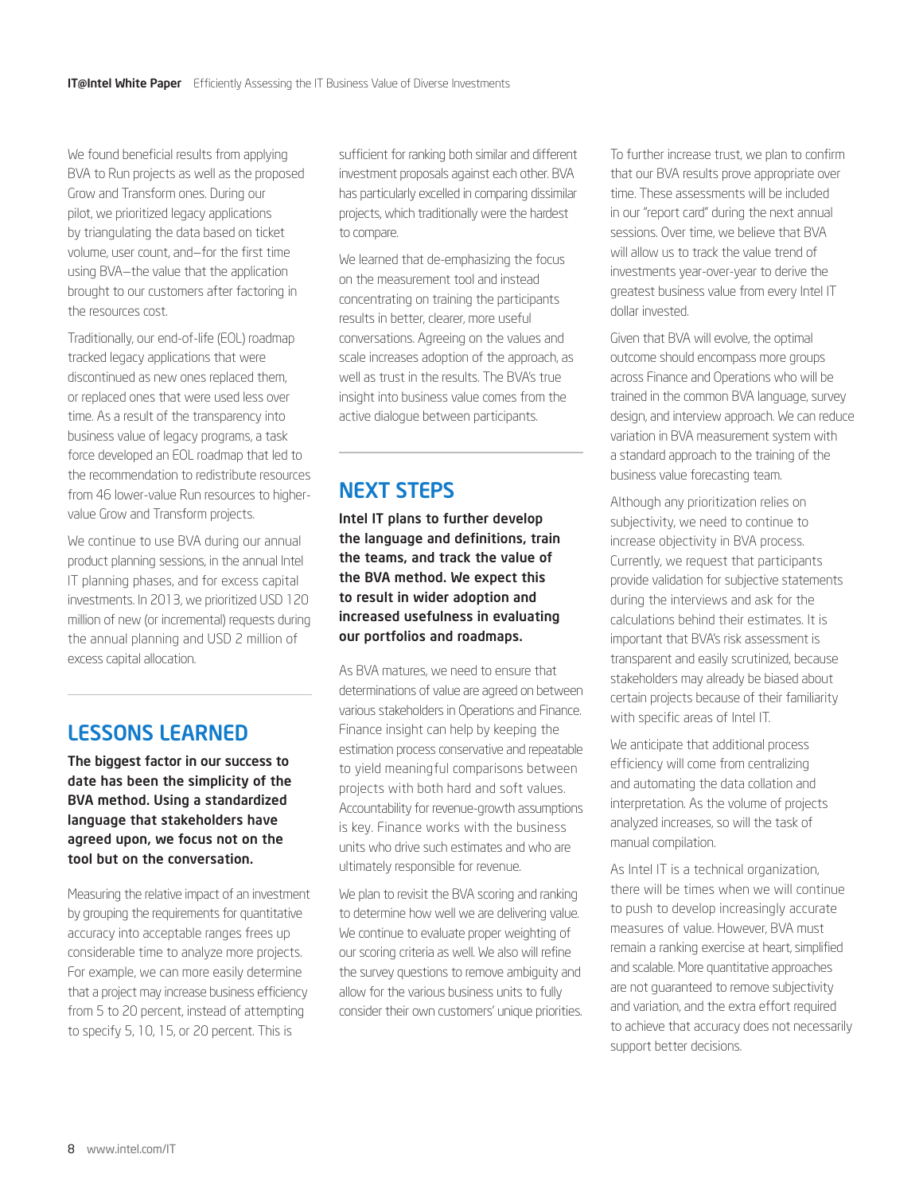We found beneficial results from applying BVA to Run projects as well as the proposed Grow and Transform ones. During our pilot, we prioritized legacy applications by triangulating the data based on ticket volume, user count, and—for the first time using BVA—the value that the application brought to our customers after factoring in the resources cost.

Traditionally, our end-of-life (EOL) roadmap tracked legacy applications that were discontinued as new ones replaced them, or replaced ones that were used less over time. As a result of the transparency into business value of legacy programs, a task force developed an EOL roadmap that led to the recommendation to redistribute resources from 46 lower-value Run resources to higher-value Grow and Transform projects.

We continue to use BVA during our annual product planning sessions, in the annual Intel IT planning phases, and for excess capital investments. In 2013, we prioritized USD 120 million of new (or incremental) requests during the annual planning and USD 2 million of excess capital allocation.

## LESSONS LEARNED

**The biggest factor in our success to date has been the simplicity of the BVA method. Using a standardized language that stakeholders have agreed upon, we focus not on the tool but on the conversation.**

Measuring the relative impact of an investment by grouping the requirements for quantitative accuracy into acceptable ranges frees up considerable time to analyze more projects. For example, we can more easily determine that a project may increase business efficiency from 5 to 20 percent, instead of attempting to specify 5, 10, 15, or 20 percent. This is sufficient for ranking both similar and different investment proposals against each other. BVA has particularly excelled in comparing dissimilar projects, which traditionally were the hardest to compare.

We learned that de-emphasizing the focus on the measurement tool and instead concentrating on training the participants results in better, clearer, more useful conversations. Agreeing on the values and scale increases adoption of the approach, as well as trust in the results. The BVA's true insight into business value comes from the active dialogue between participants.

## NEXT STEPS

**Intel IT plans to further develop the language and definitions, train the teams, and track the value of the BVA method. We expect this to result in wider adoption and increased usefulness in evaluating our portfolios and roadmaps.**

As BVA matures, we need to ensure that determinations of value are agreed on between various stakeholders in Operations and Finance. Finance insight can help by keeping the estimation process conservative and repeatable to yield meaningful comparisons between projects with both hard and soft values. Accountability for revenue-growth assumptions is key. Finance works with the business units who drive such estimates and who are ultimately responsible for revenue.

We plan to revisit the BVA scoring and ranking to determine how well we are delivering value. We continue to evaluate proper weighting of our scoring criteria as well. We also will refine the survey questions to remove ambiguity and allow for the various business units to fully consider their own customers' unique priorities.

To further increase trust, we plan to confirm that our BVA results prove appropriate over time. These assessments will be included in our "report card" during the next annual sessions. Over time, we believe that BVA will allow us to track the value trend of investments year-over-year to derive the greatest business value from every Intel IT dollar invested.

Given that BVA will evolve, the optimal outcome should encompass more groups across Finance and Operations who will be trained in the common BVA language, survey design, and interview approach. We can reduce variation in BVA measurement system with a standard approach to the training of the business value forecasting team.

Although any prioritization relies on subjectivity, we need to continue to increase objectivity in BVA process. Currently, we request that participants provide validation for subjective statements during the interviews and ask for the calculations behind their estimates. It is important that BVA's risk assessment is transparent and easily scrutinized, because stakeholders may already be biased about certain projects because of their familiarity with specific areas of Intel IT.

We anticipate that additional process efficiency will come from centralizing and automating the data collation and interpretation. As the volume of projects analyzed increases, so will the task of manual compilation.

As Intel IT is a technical organization, there will be times when we will continue to push to develop increasingly accurate measures of value. However, BVA must remain a ranking exercise at heart, simplified and scalable. More quantitative approaches are not guaranteed to remove subjectivity and variation, and the extra effort required to achieve that accuracy does not necessarily support better decisions.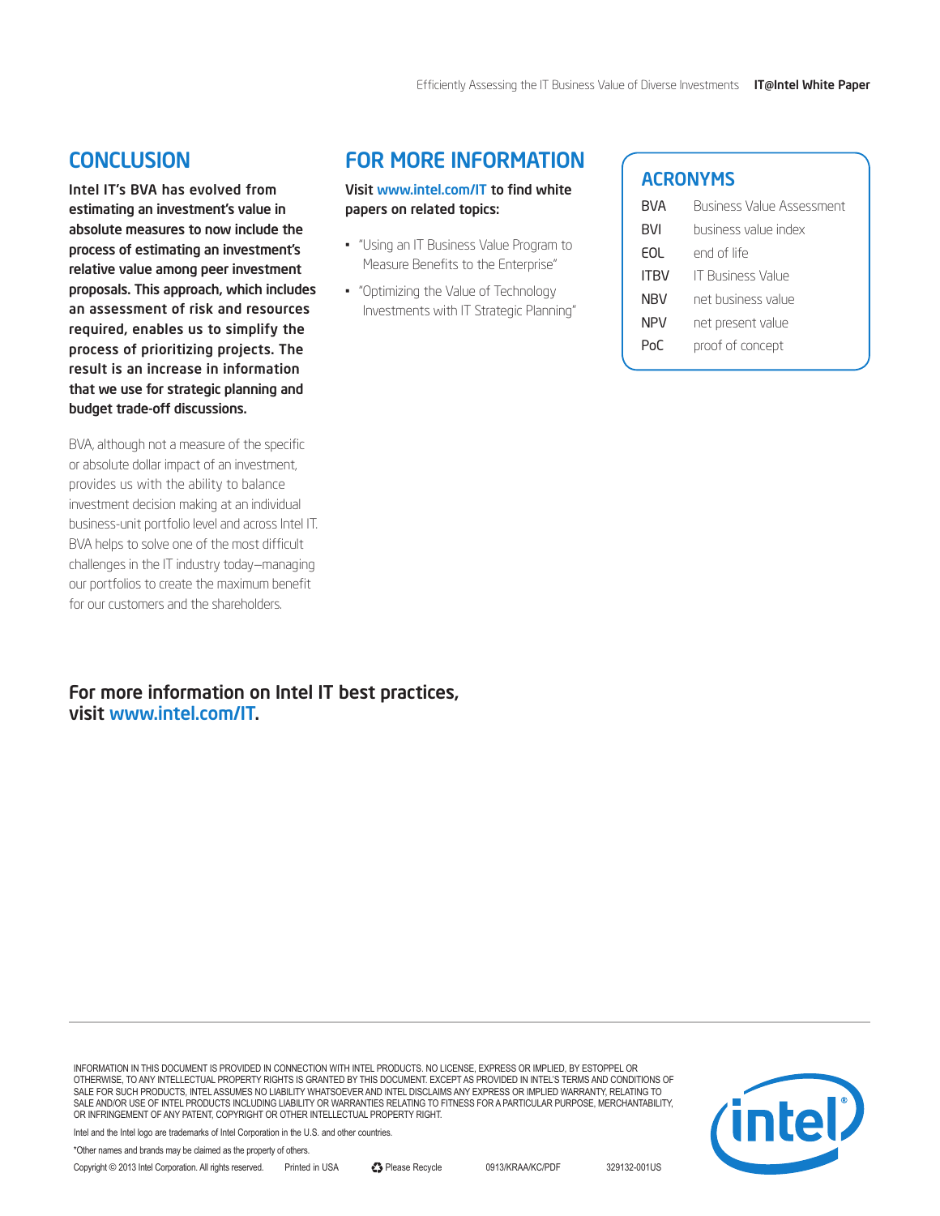## CONCLUSION

**Intel IT's BVA has evolved from estimating an investment's value in absolute measures to now include the process of estimating an investment's relative value among peer investment proposals. This approach, which includes an assessment of risk and resources required, enables us to simplify the process of prioritizing projects. The result is an increase in information that we use for strategic planning and budget trade-off discussions.**

BVA, although not a measure of the specific or absolute dollar impact of an investment, provides us with the ability to balance investment decision making at an individual business-unit portfolio level and across Intel IT. BVA helps to solve one of the most difficult challenges in the IT industry today—managing our portfolios to create the maximum benefit for our customers and the shareholders.

## FOR MORE INFORMATION

**Visit www.intel.com/IT to find white papers on related topics:**

- "Using an IT Business Value Program to Measure Benefits to the Enterprise"
- "Optimizing the Value of Technology Investments with IT Strategic Planning"

## ACRONYMS

| | |
|---|---|
| BVA | Business Value Assessment |
| BVI | business value index |
| EOL | end of life |
| ITBV | IT Business Value |
| NBV | net business value |
| NPV | net present value |
| PoC | proof of concept |

**For more information on Intel IT best practices, visit www.intel.com/IT.**

INFORMATION IN THIS DOCUMENT IS PROVIDED IN CONNECTION WITH INTEL PRODUCTS. NO LICENSE, EXPRESS OR IMPLIED, BY ESTOPPEL OR OTHERWISE, TO ANY INTELLECTUAL PROPERTY RIGHTS IS GRANTED BY THIS DOCUMENT. EXCEPT AS PROVIDED IN INTEL'S TERMS AND CONDITIONS OF SALE FOR SUCH PRODUCTS, INTEL ASSUMES NO LIABILITY WHATSOEVER AND INTEL DISCLAIMS ANY EXPRESS OR IMPLIED WARRANTY, RELATING TO SALE AND/OR USE OF INTEL PRODUCTS INCLUDING LIABILITY OR WARRANTIES RELATING TO FITNESS FOR A PARTICULAR PURPOSE, MERCHANTABILITY, OR INFRINGEMENT OF ANY PATENT, COPYRIGHT OR OTHER INTELLECTUAL PROPERTY RIGHT.

Intel and the Intel logo are trademarks of Intel Corporation in the U.S. and other countries.

*Other names and brands may be claimed as the property of others.

Copyright © 2013 Intel Corporation. All rights reserved. Printed in USA Please Recycle 0913/KRAA/KC/PDF 329132-001US